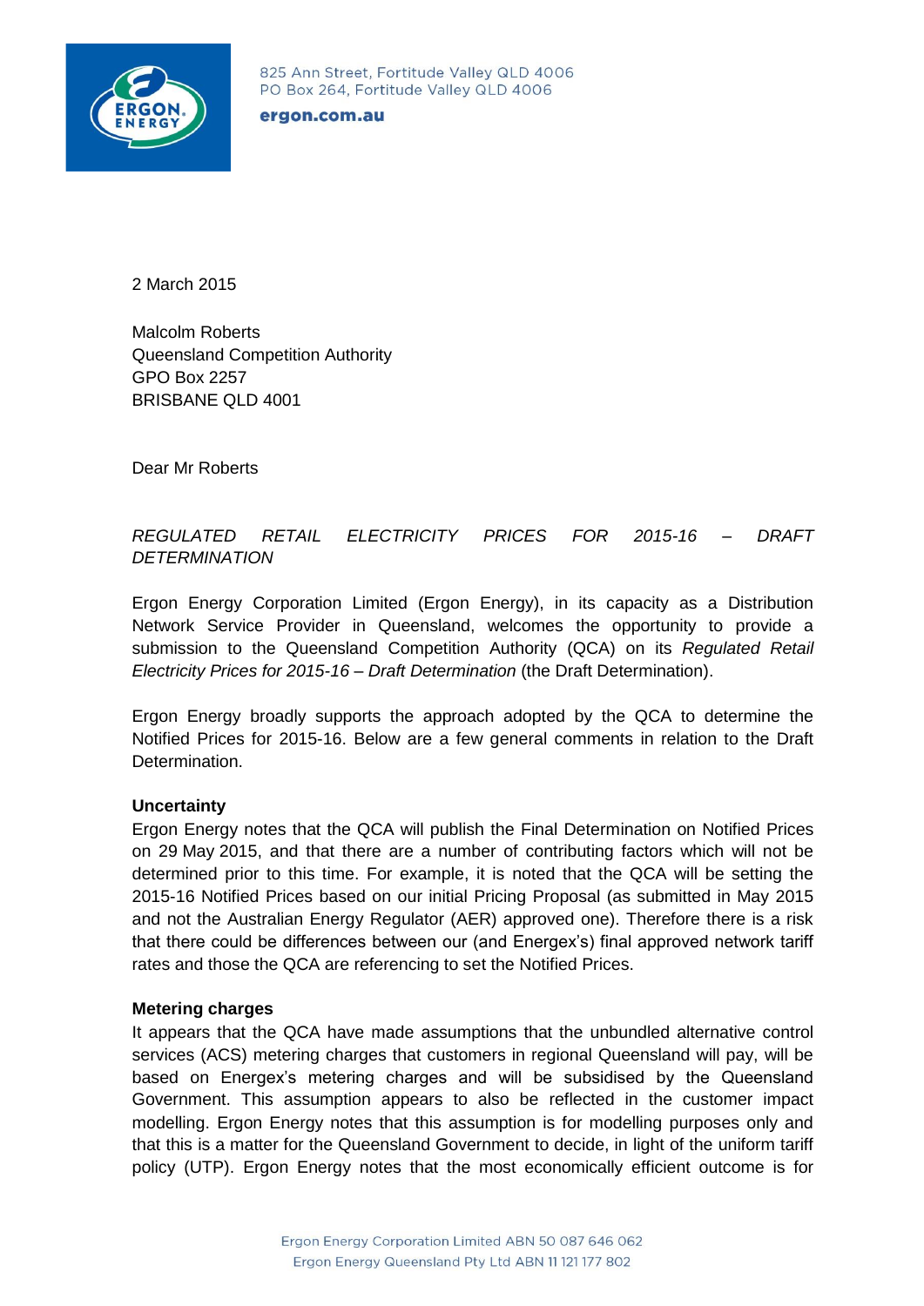825 Ann Street, Fortitude Valley QLD 4006
PO Box 264, Fortitude Valley QLD 4006

**ergon.com.au**

2 March 2015

Malcolm Roberts
Queensland Competition Authority
GPO Box 2257
BRISBANE QLD 4001

Dear Mr Roberts

*REGULATED RETAIL ELECTRICITY PRICES FOR 2015-16 – DRAFT DETERMINATION*

Ergon Energy Corporation Limited (Ergon Energy), in its capacity as a Distribution Network Service Provider in Queensland, welcomes the opportunity to provide a submission to the Queensland Competition Authority (QCA) on its *Regulated Retail Electricity Prices for 2015-16 – Draft Determination* (the Draft Determination).

Ergon Energy broadly supports the approach adopted by the QCA to determine the Notified Prices for 2015-16. Below are a few general comments in relation to the Draft Determination.

**Uncertainty**

Ergon Energy notes that the QCA will publish the Final Determination on Notified Prices on 29 May 2015, and that there are a number of contributing factors which will not be determined prior to this time. For example, it is noted that the QCA will be setting the 2015-16 Notified Prices based on our initial Pricing Proposal (as submitted in May 2015 and not the Australian Energy Regulator (AER) approved one). Therefore there is a risk that there could be differences between our (and Energex's) final approved network tariff rates and those the QCA are referencing to set the Notified Prices.

**Metering charges**

It appears that the QCA have made assumptions that the unbundled alternative control services (ACS) metering charges that customers in regional Queensland will pay, will be based on Energex's metering charges and will be subsidised by the Queensland Government. This assumption appears to also be reflected in the customer impact modelling. Ergon Energy notes that this assumption is for modelling purposes only and that this is a matter for the Queensland Government to decide, in light of the uniform tariff policy (UTP). Ergon Energy notes that the most economically efficient outcome is for

Ergon Energy Corporation Limited ABN 50 087 646 062
Ergon Energy Queensland Pty Ltd ABN 11 121 177 802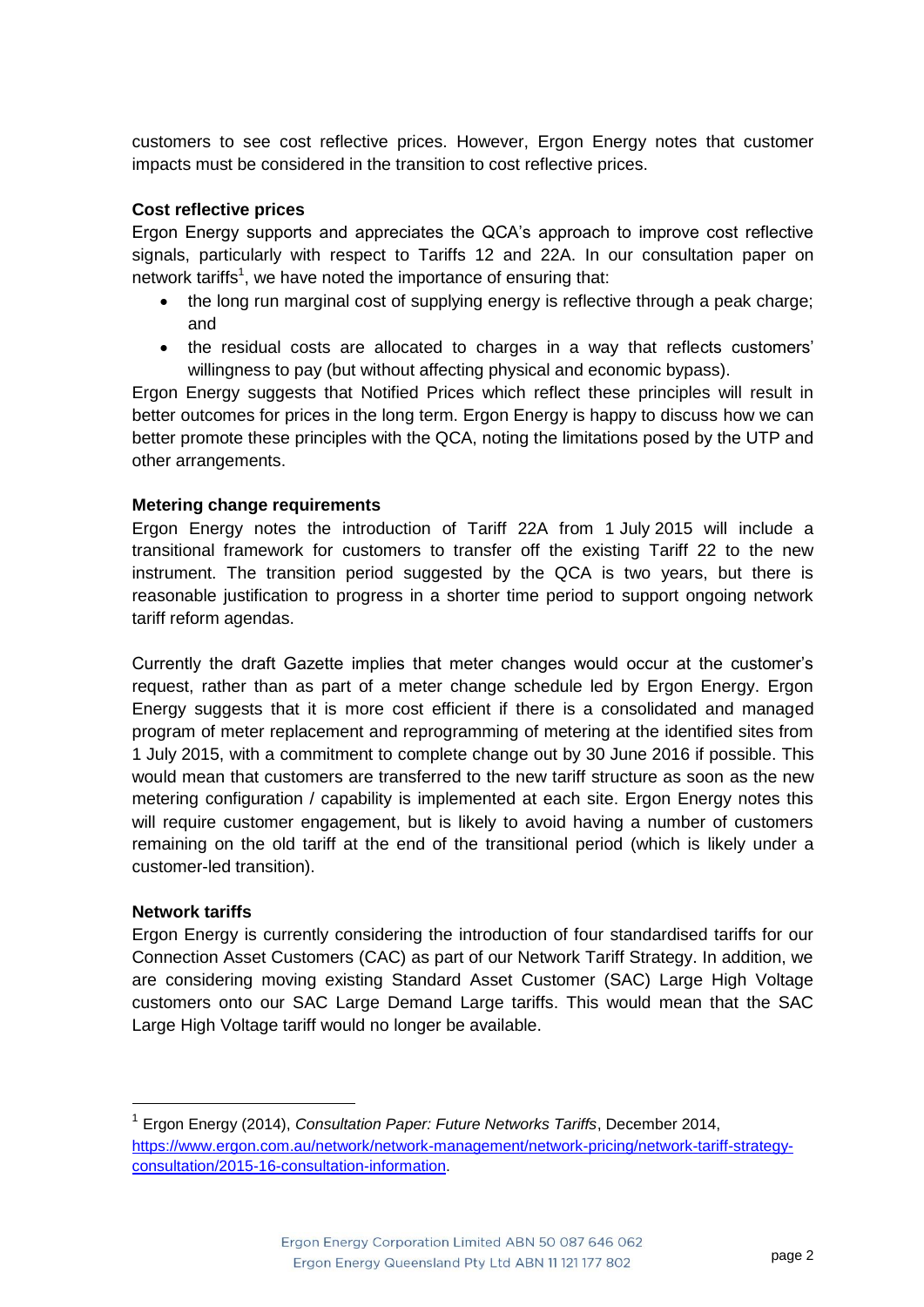customers to see cost reflective prices. However, Ergon Energy notes that customer impacts must be considered in the transition to cost reflective prices.

**Cost reflective prices**

Ergon Energy supports and appreciates the QCA's approach to improve cost reflective signals, particularly with respect to Tariffs 12 and 22A. In our consultation paper on network tariffs[1], we have noted the importance of ensuring that:

- the long run marginal cost of supplying energy is reflective through a peak charge; and
- the residual costs are allocated to charges in a way that reflects customers' willingness to pay (but without affecting physical and economic bypass).

Ergon Energy suggests that Notified Prices which reflect these principles will result in better outcomes for prices in the long term. Ergon Energy is happy to discuss how we can better promote these principles with the QCA, noting the limitations posed by the UTP and other arrangements.

**Metering change requirements**

Ergon Energy notes the introduction of Tariff 22A from 1 July 2015 will include a transitional framework for customers to transfer off the existing Tariff 22 to the new instrument. The transition period suggested by the QCA is two years, but there is reasonable justification to progress in a shorter time period to support ongoing network tariff reform agendas.

Currently the draft Gazette implies that meter changes would occur at the customer's request, rather than as part of a meter change schedule led by Ergon Energy. Ergon Energy suggests that it is more cost efficient if there is a consolidated and managed program of meter replacement and reprogramming of metering at the identified sites from 1 July 2015, with a commitment to complete change out by 30 June 2016 if possible. This would mean that customers are transferred to the new tariff structure as soon as the new metering configuration / capability is implemented at each site. Ergon Energy notes this will require customer engagement, but is likely to avoid having a number of customers remaining on the old tariff at the end of the transitional period (which is likely under a customer-led transition).

**Network tariffs**

Ergon Energy is currently considering the introduction of four standardised tariffs for our Connection Asset Customers (CAC) as part of our Network Tariff Strategy. In addition, we are considering moving existing Standard Asset Customer (SAC) Large High Voltage customers onto our SAC Large Demand Large tariffs. This would mean that the SAC Large High Voltage tariff would no longer be available.

---

[1] Ergon Energy (2014), *Consultation Paper: Future Networks Tariffs*, December 2014, https://www.ergon.com.au/network/network-management/network-pricing/network-tariff-strategy-consultation/2015-16-consultation-information.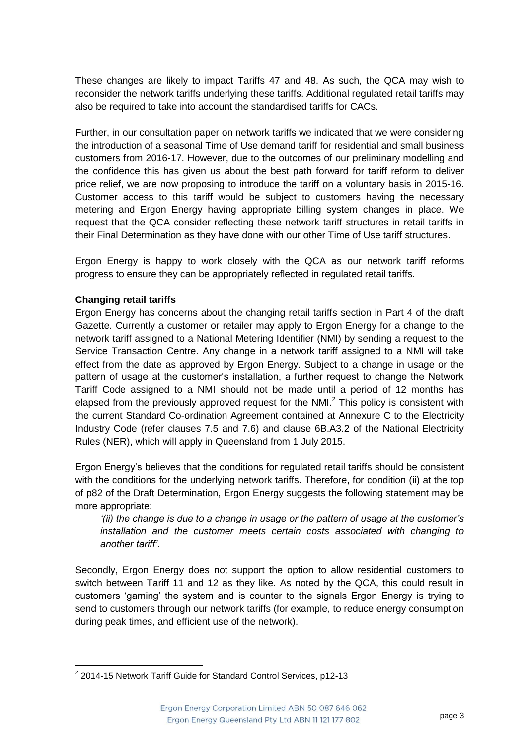These changes are likely to impact Tariffs 47 and 48. As such, the QCA may wish to reconsider the network tariffs underlying these tariffs. Additional regulated retail tariffs may also be required to take into account the standardised tariffs for CACs.

Further, in our consultation paper on network tariffs we indicated that we were considering the introduction of a seasonal Time of Use demand tariff for residential and small business customers from 2016-17. However, due to the outcomes of our preliminary modelling and the confidence this has given us about the best path forward for tariff reform to deliver price relief, we are now proposing to introduce the tariff on a voluntary basis in 2015-16. Customer access to this tariff would be subject to customers having the necessary metering and Ergon Energy having appropriate billing system changes in place. We request that the QCA consider reflecting these network tariff structures in retail tariffs in their Final Determination as they have done with our other Time of Use tariff structures.

Ergon Energy is happy to work closely with the QCA as our network tariff reforms progress to ensure they can be appropriately reflected in regulated retail tariffs.

**Changing retail tariffs**

Ergon Energy has concerns about the changing retail tariffs section in Part 4 of the draft Gazette. Currently a customer or retailer may apply to Ergon Energy for a change to the network tariff assigned to a National Metering Identifier (NMI) by sending a request to the Service Transaction Centre. Any change in a network tariff assigned to a NMI will take effect from the date as approved by Ergon Energy. Subject to a change in usage or the pattern of usage at the customer's installation, a further request to change the Network Tariff Code assigned to a NMI should not be made until a period of 12 months has elapsed from the previously approved request for the NMI.[2] This policy is consistent with the current Standard Co-ordination Agreement contained at Annexure C to the Electricity Industry Code (refer clauses 7.5 and 7.6) and clause 6B.A3.2 of the National Electricity Rules (NER), which will apply in Queensland from 1 July 2015.

Ergon Energy's believes that the conditions for regulated retail tariffs should be consistent with the conditions for the underlying network tariffs. Therefore, for condition (ii) at the top of p82 of the Draft Determination, Ergon Energy suggests the following statement may be more appropriate:

> *'(ii) the change is due to a change in usage or the pattern of usage at the customer's installation and the customer meets certain costs associated with changing to another tariff'.*

Secondly, Ergon Energy does not support the option to allow residential customers to switch between Tariff 11 and 12 as they like. As noted by the QCA, this could result in customers 'gaming' the system and is counter to the signals Ergon Energy is trying to send to customers through our network tariffs (for example, to reduce energy consumption during peak times, and efficient use of the network).

---

[2] 2014-15 Network Tariff Guide for Standard Control Services, p12-13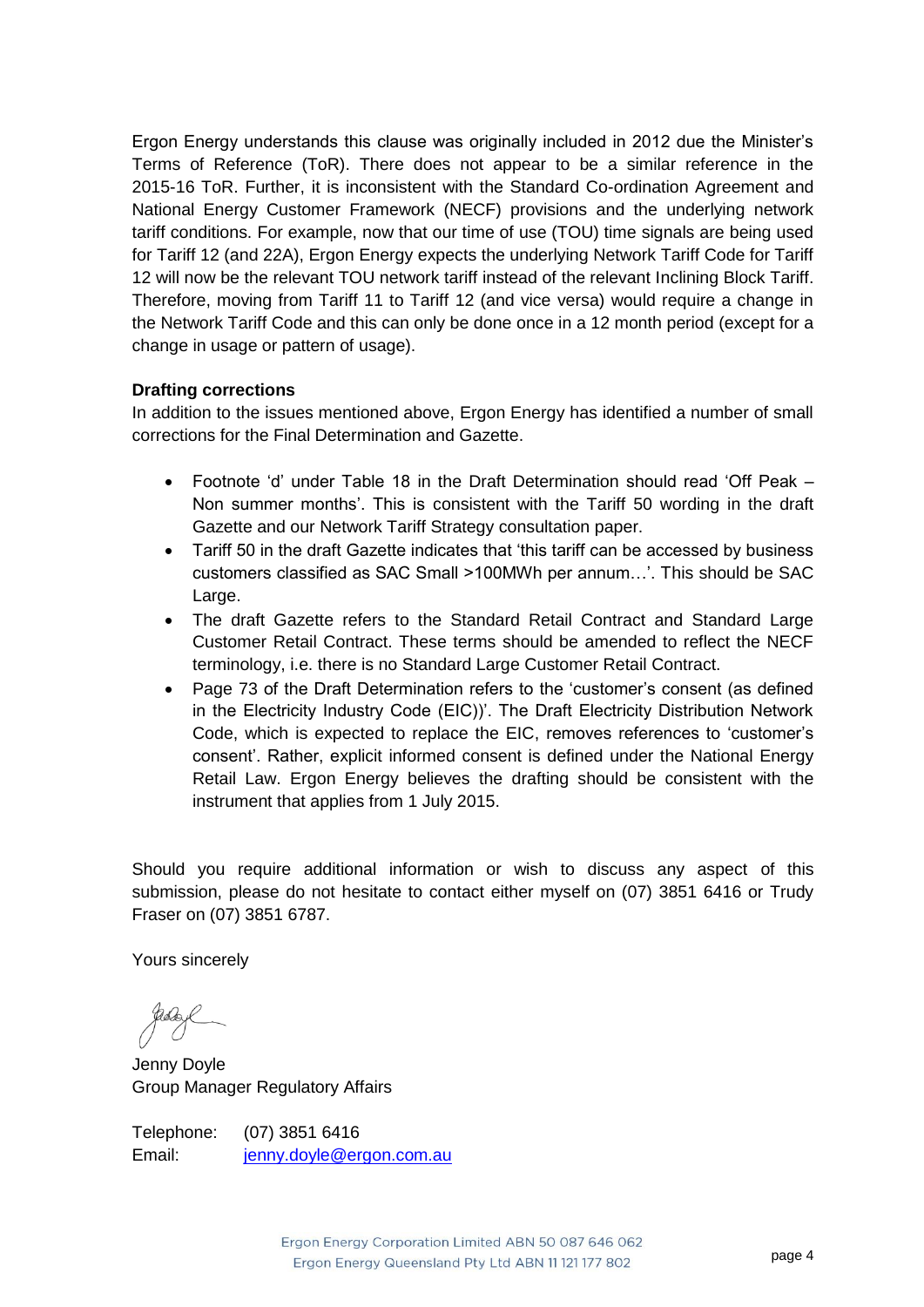Ergon Energy understands this clause was originally included in 2012 due the Minister's Terms of Reference (ToR). There does not appear to be a similar reference in the 2015-16 ToR. Further, it is inconsistent with the Standard Co-ordination Agreement and National Energy Customer Framework (NECF) provisions and the underlying network tariff conditions. For example, now that our time of use (TOU) time signals are being used for Tariff 12 (and 22A), Ergon Energy expects the underlying Network Tariff Code for Tariff 12 will now be the relevant TOU network tariff instead of the relevant Inclining Block Tariff. Therefore, moving from Tariff 11 to Tariff 12 (and vice versa) would require a change in the Network Tariff Code and this can only be done once in a 12 month period (except for a change in usage or pattern of usage).

**Drafting corrections**

In addition to the issues mentioned above, Ergon Energy has identified a number of small corrections for the Final Determination and Gazette.

- Footnote 'd' under Table 18 in the Draft Determination should read 'Off Peak – Non summer months'. This is consistent with the Tariff 50 wording in the draft Gazette and our Network Tariff Strategy consultation paper.
- Tariff 50 in the draft Gazette indicates that 'this tariff can be accessed by business customers classified as SAC Small >100MWh per annum…'. This should be SAC Large.
- The draft Gazette refers to the Standard Retail Contract and Standard Large Customer Retail Contract. These terms should be amended to reflect the NECF terminology, i.e. there is no Standard Large Customer Retail Contract.
- Page 73 of the Draft Determination refers to the 'customer's consent (as defined in the Electricity Industry Code (EIC))'. The Draft Electricity Distribution Network Code, which is expected to replace the EIC, removes references to 'customer's consent'. Rather, explicit informed consent is defined under the National Energy Retail Law. Ergon Energy believes the drafting should be consistent with the instrument that applies from 1 July 2015.

Should you require additional information or wish to discuss any aspect of this submission, please do not hesitate to contact either myself on (07) 3851 6416 or Trudy Fraser on (07) 3851 6787.

Yours sincerely

Jenny Doyle
Group Manager Regulatory Affairs

Telephone: (07) 3851 6416
Email: jenny.doyle@ergon.com.au

Ergon Energy Corporation Limited ABN 50 087 646 062
Ergon Energy Queensland Pty Ltd ABN 11 121 177 802